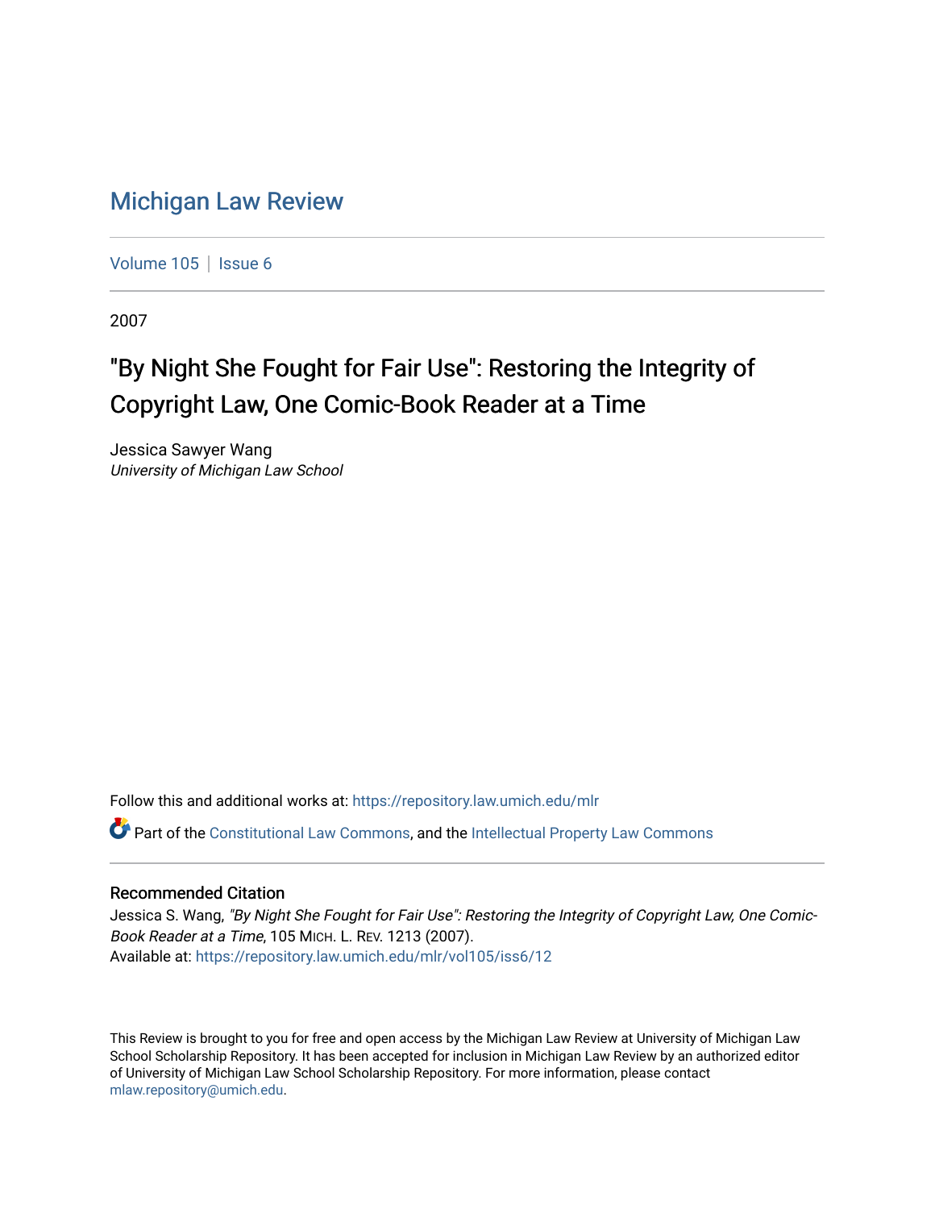# Michigan Law Review

Volume 105 | Issue 6

2007

## "By Night She Fought for Fair Use": Restoring the Integrity of Copyright Law, One Comic-Book Reader at a Time

Jessica Sawyer Wang
*University of Michigan Law School*

Follow this and additional works at: https://repository.law.umich.edu/mlr

Part of the Constitutional Law Commons, and the Intellectual Property Law Commons

### Recommended Citation

Jessica S. Wang, *"By Night She Fought for Fair Use": Restoring the Integrity of Copyright Law, One Comic-Book Reader at a Time*, 105 MICH. L. REV. 1213 (2007).
Available at: https://repository.law.umich.edu/mlr/vol105/iss6/12

This Review is brought to you for free and open access by the Michigan Law Review at University of Michigan Law School Scholarship Repository. It has been accepted for inclusion in Michigan Law Review by an authorized editor of University of Michigan Law School Scholarship Repository. For more information, please contact mlaw.repository@umich.edu.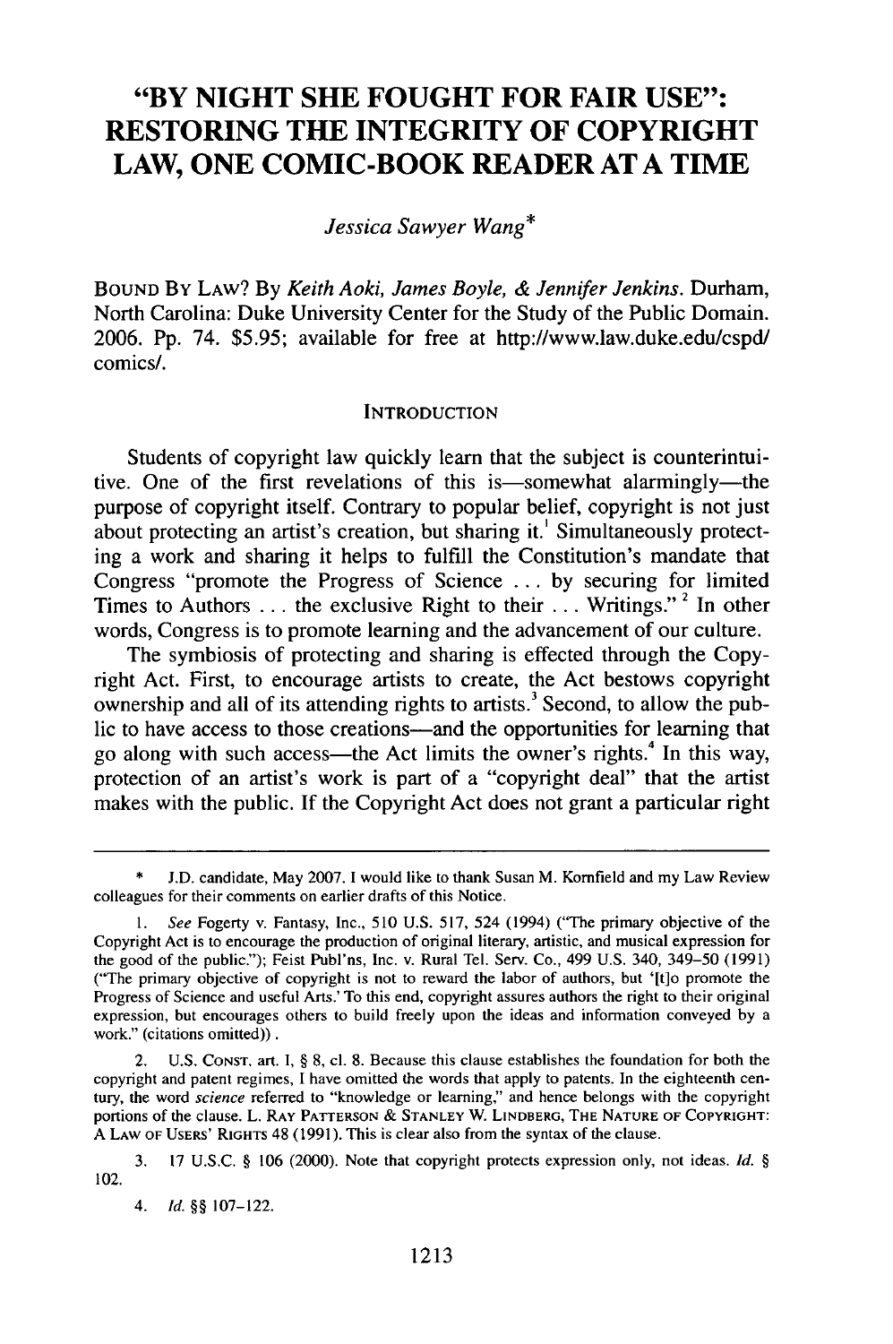# "BY NIGHT SHE FOUGHT FOR FAIR USE": RESTORING THE INTEGRITY OF COPYRIGHT LAW, ONE COMIC-BOOK READER AT A TIME

*Jessica Sawyer Wang**

BOUND BY LAW? By *Keith Aoki, James Boyle, & Jennifer Jenkins*. Durham, North Carolina: Duke University Center for the Study of the Public Domain. 2006. Pp. 74. $5.95; available for free at http://www.law.duke.edu/cspd/comics/.

## INTRODUCTION

Students of copyright law quickly learn that the subject is counterintuitive. One of the first revelations of this is—somewhat alarmingly—the purpose of copyright itself. Contrary to popular belief, copyright is not just about protecting an artist's creation, but sharing it.[1] Simultaneously protecting a work and sharing it helps to fulfill the Constitution's mandate that Congress "promote the Progress of Science . . . by securing for limited Times to Authors . . . the exclusive Right to their . . . Writings."[2] In other words, Congress is to promote learning and the advancement of our culture.

The symbiosis of protecting and sharing is effected through the Copyright Act. First, to encourage artists to create, the Act bestows copyright ownership and all of its attending rights to artists.[3] Second, to allow the public to have access to those creations—and the opportunities for learning that go along with such access—the Act limits the owner's rights.[4] In this way, protection of an artist's work is part of a "copyright deal" that the artist makes with the public. If the Copyright Act does not grant a particular right

---

\* J.D. candidate, May 2007. I would like to thank Susan M. Kornfield and my Law Review colleagues for their comments on earlier drafts of this Notice.

1. *See* Fogerty v. Fantasy, Inc., 510 U.S. 517, 524 (1994) ("The primary objective of the Copyright Act is to encourage the production of original literary, artistic, and musical expression for the good of the public."); Feist Publ'ns, Inc. v. Rural Tel. Serv. Co., 499 U.S. 340, 349–50 (1991) ("The primary objective of copyright is not to reward the labor of authors, but '[t]o promote the Progress of Science and useful Arts.' To this end, copyright assures authors the right to their original expression, but encourages others to build freely upon the ideas and information conveyed by a work." (citations omitted)).

2. U.S. CONST. art. I, § 8, cl. 8. Because this clause establishes the foundation for both the copyright and patent regimes, I have omitted the words that apply to patents. In the eighteenth century, the word *science* referred to "knowledge or learning," and hence belongs with the copyright portions of the clause. L. RAY PATTERSON & STANLEY W. LINDBERG, THE NATURE OF COPYRIGHT: A LAW OF USERS' RIGHTS 48 (1991). This is clear also from the syntax of the clause.

3. 17 U.S.C. § 106 (2000). Note that copyright protects expression only, not ideas. *Id.* § 102.

4. *Id.* §§ 107–122.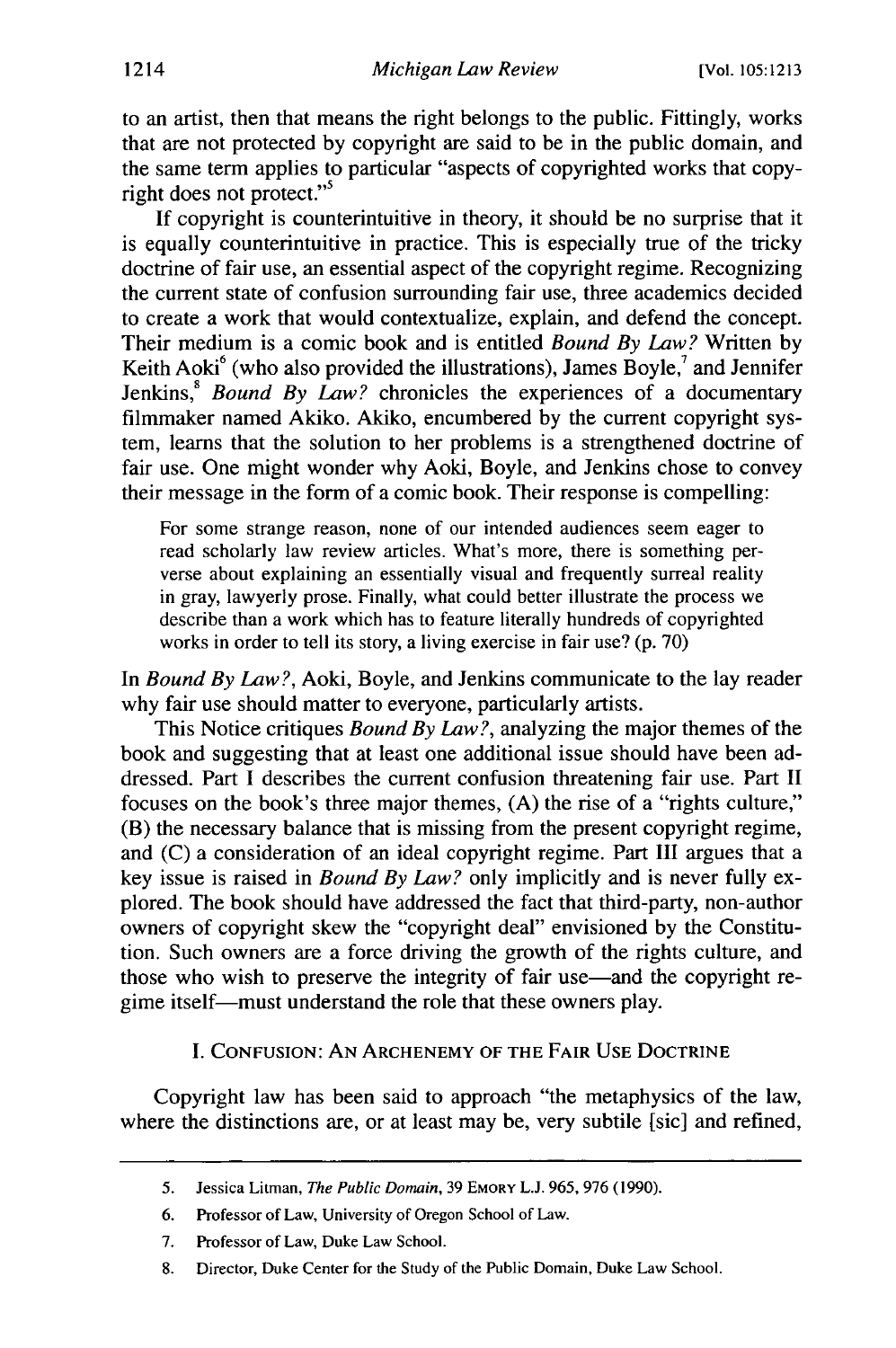to an artist, then that means the right belongs to the public. Fittingly, works that are not protected by copyright are said to be in the public domain, and the same term applies to particular "aspects of copyrighted works that copyright does not protect."[5]

If copyright is counterintuitive in theory, it should be no surprise that it is equally counterintuitive in practice. This is especially true of the tricky doctrine of fair use, an essential aspect of the copyright regime. Recognizing the current state of confusion surrounding fair use, three academics decided to create a work that would contextualize, explain, and defend the concept. Their medium is a comic book and is entitled *Bound By Law?* Written by Keith Aoki[6] (who also provided the illustrations), James Boyle,[7] and Jennifer Jenkins,[8] *Bound By Law?* chronicles the experiences of a documentary filmmaker named Akiko. Akiko, encumbered by the current copyright system, learns that the solution to her problems is a strengthened doctrine of fair use. One might wonder why Aoki, Boyle, and Jenkins chose to convey their message in the form of a comic book. Their response is compelling:

> For some strange reason, none of our intended audiences seem eager to read scholarly law review articles. What's more, there is something perverse about explaining an essentially visual and frequently surreal reality in gray, lawyerly prose. Finally, what could better illustrate the process we describe than a work which has to feature literally hundreds of copyrighted works in order to tell its story, a living exercise in fair use? (p. 70)

In *Bound By Law?*, Aoki, Boyle, and Jenkins communicate to the lay reader why fair use should matter to everyone, particularly artists.

This Notice critiques *Bound By Law?*, analyzing the major themes of the book and suggesting that at least one additional issue should have been addressed. Part I describes the current confusion threatening fair use. Part II focuses on the book's three major themes, (A) the rise of a "rights culture," (B) the necessary balance that is missing from the present copyright regime, and (C) a consideration of an ideal copyright regime. Part III argues that a key issue is raised in *Bound By Law?* only implicitly and is never fully explored. The book should have addressed the fact that third-party, non-author owners of copyright skew the "copyright deal" envisioned by the Constitution. Such owners are a force driving the growth of the rights culture, and those who wish to preserve the integrity of fair use—and the copyright regime itself—must understand the role that these owners play.

## I. Confusion: An Archenemy of the Fair Use Doctrine

Copyright law has been said to approach "the metaphysics of the law, where the distinctions are, or at least may be, very subtile [sic] and refined,

---

5. Jessica Litman, *The Public Domain*, 39 Emory L.J. 965, 976 (1990).

6. Professor of Law, University of Oregon School of Law.

7. Professor of Law, Duke Law School.

8. Director, Duke Center for the Study of the Public Domain, Duke Law School.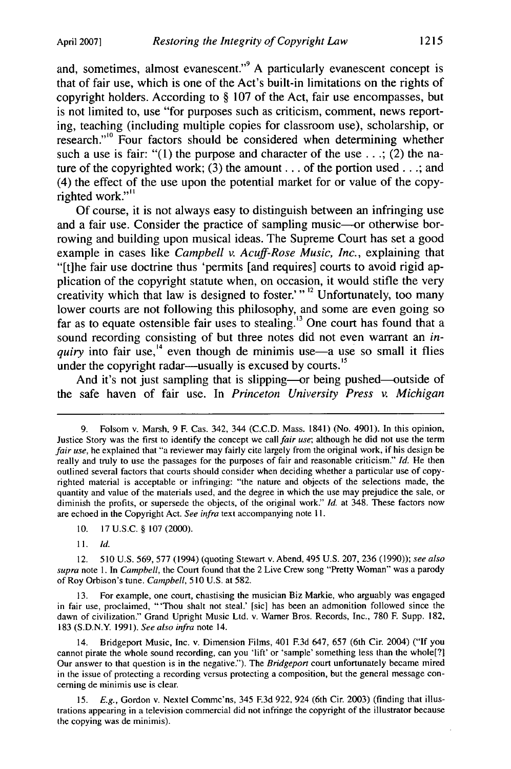and, sometimes, almost evanescent."[9] A particularly evanescent concept is that of fair use, which is one of the Act's built-in limitations on the rights of copyright holders. According to § 107 of the Act, fair use encompasses, but is not limited to, use "for purposes such as criticism, comment, news reporting, teaching (including multiple copies for classroom use), scholarship, or research."[10] Four factors should be considered when determining whether such a use is fair: "(1) the purpose and character of the use . . .; (2) the nature of the copyrighted work; (3) the amount . . . of the portion used . . .; and (4) the effect of the use upon the potential market for or value of the copyrighted work."[11]

Of course, it is not always easy to distinguish between an infringing use and a fair use. Consider the practice of sampling music—or otherwise borrowing and building upon musical ideas. The Supreme Court has set a good example in cases like *Campbell v. Acuff-Rose Music, Inc.*, explaining that "[t]he fair use doctrine thus 'permits [and requires] courts to avoid rigid application of the copyright statute when, on occasion, it would stifle the very creativity which that law is designed to foster.' "[12] Unfortunately, too many lower courts are not following this philosophy, and some are even going so far as to equate ostensible fair uses to stealing.[13] One court has found that a sound recording consisting of but three notes did not even warrant an *inquiry* into fair use,[14] even though de minimis use—a use so small it flies under the copyright radar—usually is excused by courts.[15]

And it's not just sampling that is slipping—or being pushed—outside of the safe haven of fair use. In *Princeton University Press v. Michigan*

---

9. Folsom v. Marsh, 9 F. Cas. 342, 344 (C.C.D. Mass. 1841) (No. 4901). In this opinion, Justice Story was the first to identify the concept we call *fair use*; although he did not use the term *fair use*, he explained that "a reviewer may fairly cite largely from the original work, if his design be really and truly to use the passages for the purposes of fair and reasonable criticism." *Id.* He then outlined several factors that courts should consider when deciding whether a particular use of copyrighted material is acceptable or infringing: "the nature and objects of the selections made, the quantity and value of the materials used, and the degree in which the use may prejudice the sale, or diminish the profits, or supersede the objects, of the original work." *Id.* at 348. These factors now are echoed in the Copyright Act. *See infra* text accompanying note 11.

10. 17 U.S.C. § 107 (2000).

11. *Id.*

12. 510 U.S. 569, 577 (1994) (quoting Stewart v. Abend, 495 U.S. 207, 236 (1990)); *see also supra* note 1. In *Campbell*, the Court found that the 2 Live Crew song "Pretty Woman" was a parody of Roy Orbison's tune. *Campbell*, 510 U.S. at 582.

13. For example, one court, chastising the musician Biz Markie, who arguably was engaged in fair use, proclaimed, "'Thou shalt not steal.' [sic] has been an admonition followed since the dawn of civilization." Grand Upright Music Ltd. v. Warner Bros. Records, Inc., 780 F. Supp. 182, 183 (S.D.N.Y. 1991). *See also infra* note 14.

14. Bridgeport Music, Inc. v. Dimension Films, 401 F.3d 647, 657 (6th Cir. 2004) ("If you cannot pirate the whole sound recording, can you 'lift' or 'sample' something less than the whole[?] Our answer to that question is in the negative."). The *Bridgeport* court unfortunately became mired in the issue of protecting a recording versus protecting a composition, but the general message concerning de minimis use is clear.

15. *E.g.*, Gordon v. Nextel Commc'ns, 345 F.3d 922, 924 (6th Cir. 2003) (finding that illustrations appearing in a television commercial did not infringe the copyright of the illustrator because the copying was de minimis).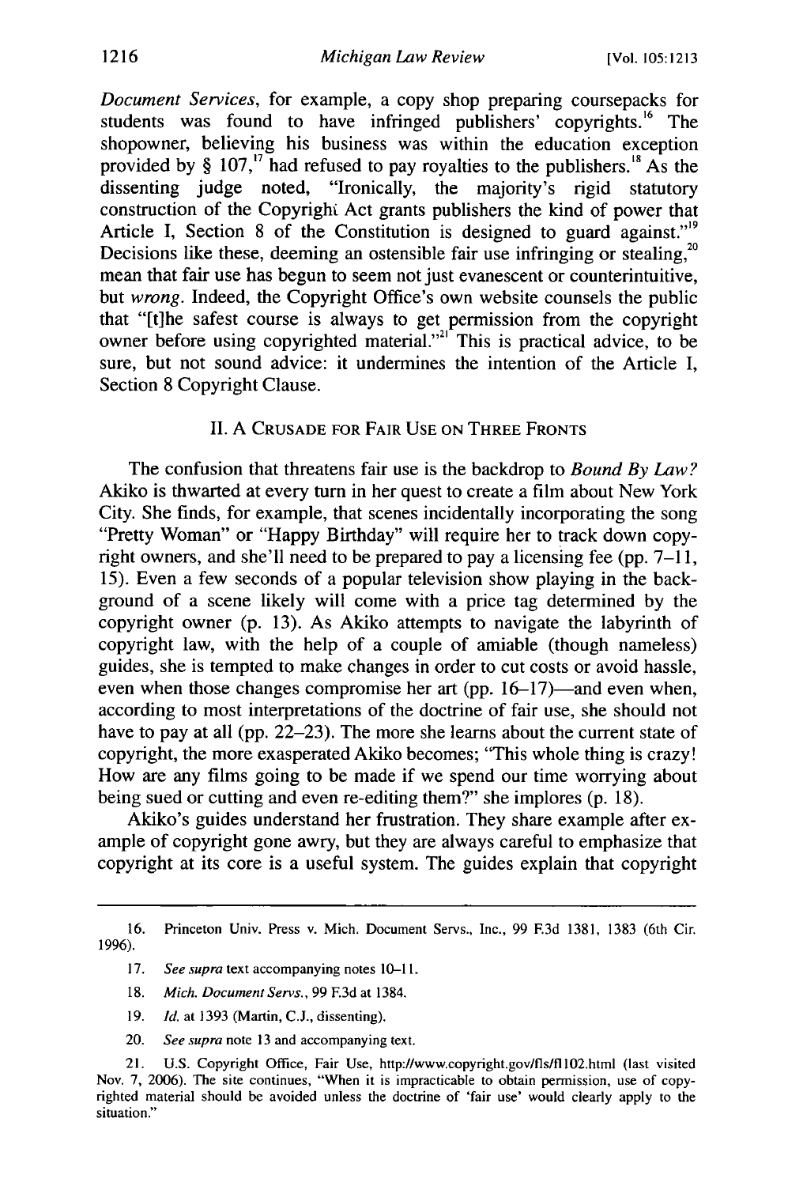*Document Services*, for example, a copy shop preparing coursepacks for students was found to have infringed publishers' copyrights.[16] The shopowner, believing his business was within the education exception provided by § 107,[17] had refused to pay royalties to the publishers.[18] As the dissenting judge noted, "Ironically, the majority's rigid statutory construction of the Copyright Act grants publishers the kind of power that Article I, Section 8 of the Constitution is designed to guard against."[19] Decisions like these, deeming an ostensible fair use infringing or stealing,[20] mean that fair use has begun to seem not just evanescent or counterintuitive, but *wrong*. Indeed, the Copyright Office's own website counsels the public that "[t]he safest course is always to get permission from the copyright owner before using copyrighted material."[21] This is practical advice, to be sure, but not sound advice: it undermines the intention of the Article I, Section 8 Copyright Clause.

## II. A Crusade for Fair Use on Three Fronts

The confusion that threatens fair use is the backdrop to *Bound By Law?* Akiko is thwarted at every turn in her quest to create a film about New York City. She finds, for example, that scenes incidentally incorporating the song "Pretty Woman" or "Happy Birthday" will require her to track down copyright owners, and she'll need to be prepared to pay a licensing fee (pp. 7–11, 15). Even a few seconds of a popular television show playing in the background of a scene likely will come with a price tag determined by the copyright owner (p. 13). As Akiko attempts to navigate the labyrinth of copyright law, with the help of a couple of amiable (though nameless) guides, she is tempted to make changes in order to cut costs or avoid hassle, even when those changes compromise her art (pp. 16–17)—and even when, according to most interpretations of the doctrine of fair use, she should not have to pay at all (pp. 22–23). The more she learns about the current state of copyright, the more exasperated Akiko becomes; "This whole thing is crazy! How are any films going to be made if we spend our time worrying about being sued or cutting and even re-editing them?" she implores (p. 18).

Akiko's guides understand her frustration. They share example after example of copyright gone awry, but they are always careful to emphasize that copyright at its core is a useful system. The guides explain that copyright

---

16. Princeton Univ. Press v. Mich. Document Servs., Inc., 99 F.3d 1381, 1383 (6th Cir. 1996).

17. *See supra* text accompanying notes 10–11.

18. *Mich. Document Servs.*, 99 F.3d at 1384.

19. *Id.* at 1393 (Martin, C.J., dissenting).

20. *See supra* note 13 and accompanying text.

21. U.S. Copyright Office, Fair Use, http://www.copyright.gov/fls/fl102.html (last visited Nov. 7, 2006). The site continues, "When it is impracticable to obtain permission, use of copyrighted material should be avoided unless the doctrine of 'fair use' would clearly apply to the situation."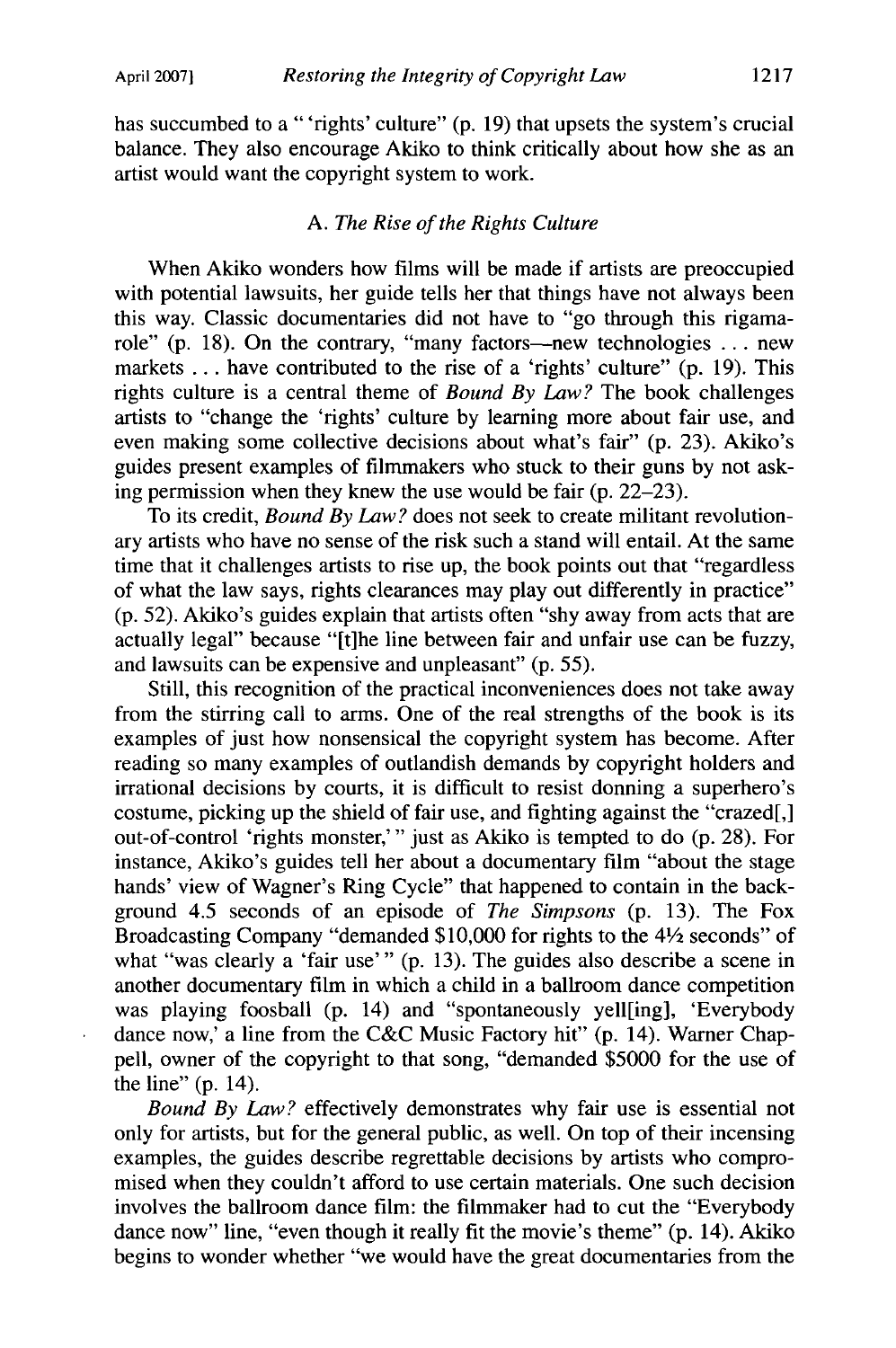has succumbed to a " 'rights' culture" (p. 19) that upsets the system's crucial balance. They also encourage Akiko to think critically about how she as an artist would want the copyright system to work.

### A. *The Rise of the Rights Culture*

When Akiko wonders how films will be made if artists are preoccupied with potential lawsuits, her guide tells her that things have not always been this way. Classic documentaries did not have to "go through this rigamarole" (p. 18). On the contrary, "many factors—new technologies . . . new markets . . . have contributed to the rise of a 'rights' culture" (p. 19). This rights culture is a central theme of *Bound By Law?* The book challenges artists to "change the 'rights' culture by learning more about fair use, and even making some collective decisions about what's fair" (p. 23). Akiko's guides present examples of filmmakers who stuck to their guns by not asking permission when they knew the use would be fair (p. 22–23).

To its credit, *Bound By Law?* does not seek to create militant revolutionary artists who have no sense of the risk such a stand will entail. At the same time that it challenges artists to rise up, the book points out that "regardless of what the law says, rights clearances may play out differently in practice" (p. 52). Akiko's guides explain that artists often "shy away from acts that are actually legal" because "[t]he line between fair and unfair use can be fuzzy, and lawsuits can be expensive and unpleasant" (p. 55).

Still, this recognition of the practical inconveniences does not take away from the stirring call to arms. One of the real strengths of the book is its examples of just how nonsensical the copyright system has become. After reading so many examples of outlandish demands by copyright holders and irrational decisions by courts, it is difficult to resist donning a superhero's costume, picking up the shield of fair use, and fighting against the "crazed[,] out-of-control 'rights monster,' " just as Akiko is tempted to do (p. 28). For instance, Akiko's guides tell her about a documentary film "about the stage hands' view of Wagner's Ring Cycle" that happened to contain in the background 4.5 seconds of an episode of *The Simpsons* (p. 13). The Fox Broadcasting Company "demanded $10,000 for rights to the 4½ seconds" of what "was clearly a 'fair use' " (p. 13). The guides also describe a scene in another documentary film in which a child in a ballroom dance competition was playing foosball (p. 14) and "spontaneously yell[ing], 'Everybody dance now,' a line from the C&C Music Factory hit" (p. 14). Warner Chappell, owner of the copyright to that song, "demanded $5000 for the use of the line" (p. 14).

*Bound By Law?* effectively demonstrates why fair use is essential not only for artists, but for the general public, as well. On top of their incensing examples, the guides describe regrettable decisions by artists who compromised when they couldn't afford to use certain materials. One such decision involves the ballroom dance film: the filmmaker had to cut the "Everybody dance now" line, "even though it really fit the movie's theme" (p. 14). Akiko begins to wonder whether "we would have the great documentaries from the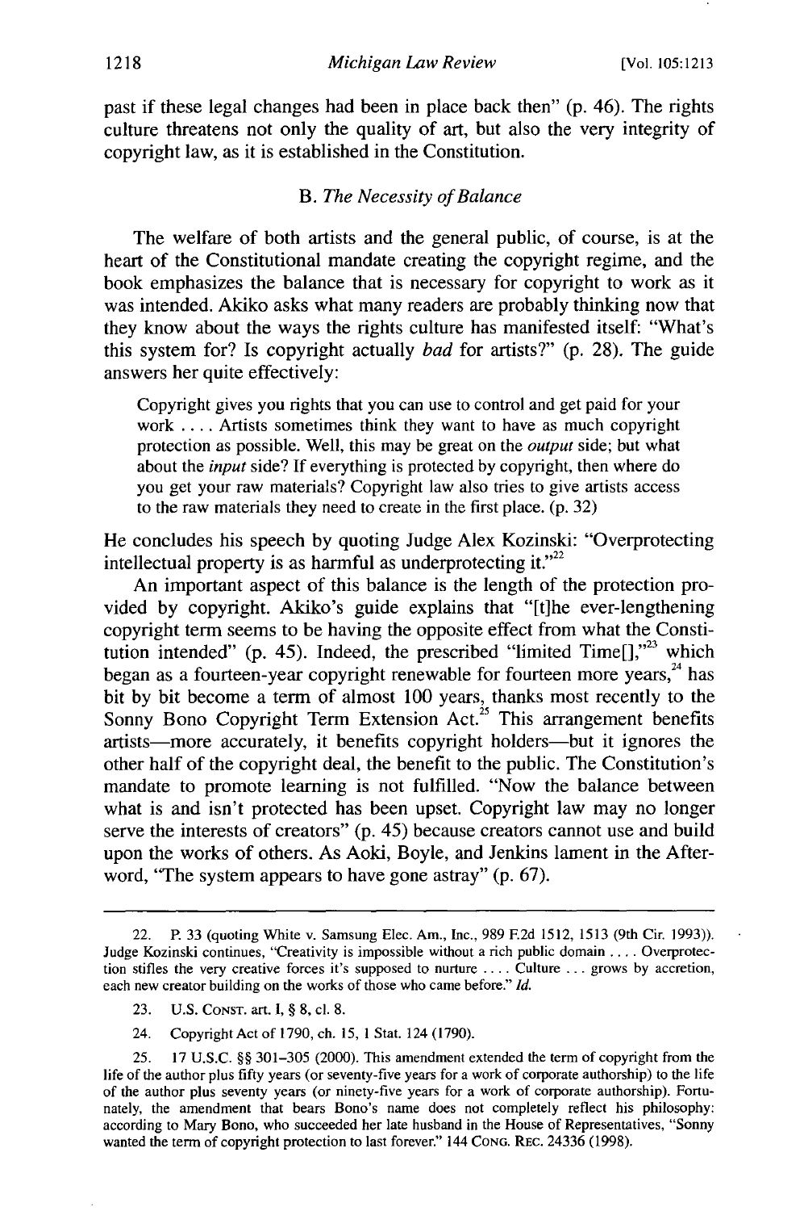past if these legal changes had been in place back then" (p. 46). The rights culture threatens not only the quality of art, but also the very integrity of copyright law, as it is established in the Constitution.

### B. *The Necessity of Balance*

The welfare of both artists and the general public, of course, is at the heart of the Constitutional mandate creating the copyright regime, and the book emphasizes the balance that is necessary for copyright to work as it was intended. Akiko asks what many readers are probably thinking now that they know about the ways the rights culture has manifested itself: "What's this system for? Is copyright actually *bad* for artists?" (p. 28). The guide answers her quite effectively:

> Copyright gives you rights that you can use to control and get paid for your work . . . . Artists sometimes think they want to have as much copyright protection as possible. Well, this may be great on the *output* side; but what about the *input* side? If everything is protected by copyright, then where do you get your raw materials? Copyright law also tries to give artists access to the raw materials they need to create in the first place. (p. 32)

He concludes his speech by quoting Judge Alex Kozinski: "Overprotecting intellectual property is as harmful as underprotecting it."[22]

An important aspect of this balance is the length of the protection provided by copyright. Akiko's guide explains that "[t]he ever-lengthening copyright term seems to be having the opposite effect from what the Constitution intended" (p. 45). Indeed, the prescribed "limited Time[],"[23] which began as a fourteen-year copyright renewable for fourteen more years,[24] has bit by bit become a term of almost 100 years, thanks most recently to the Sonny Bono Copyright Term Extension Act.[25] This arrangement benefits artists—more accurately, it benefits copyright holders—but it ignores the other half of the copyright deal, the benefit to the public. The Constitution's mandate to promote learning is not fulfilled. "Now the balance between what is and isn't protected has been upset. Copyright law may no longer serve the interests of creators" (p. 45) because creators cannot use and build upon the works of others. As Aoki, Boyle, and Jenkins lament in the Afterword, "The system appears to have gone astray" (p. 67).

---

22. P. 33 (quoting White v. Samsung Elec. Am., Inc., 989 F.2d 1512, 1513 (9th Cir. 1993)). Judge Kozinski continues, "Creativity is impossible without a rich public domain . . . . Overprotection stifles the very creative forces it's supposed to nurture . . . . Culture . . . grows by accretion, each new creator building on the works of those who came before." *Id.*

23. U.S. CONST. art. I, § 8, cl. 8.

24. Copyright Act of 1790, ch. 15, 1 Stat. 124 (1790).

25. 17 U.S.C. §§ 301–305 (2000). This amendment extended the term of copyright from the life of the author plus fifty years (or seventy-five years for a work of corporate authorship) to the life of the author plus seventy years (or ninety-five years for a work of corporate authorship). Fortunately, the amendment that bears Bono's name does not completely reflect his philosophy: according to Mary Bono, who succeeded her late husband in the House of Representatives, "Sonny wanted the term of copyright protection to last forever." 144 CONG. REC. 24336 (1998).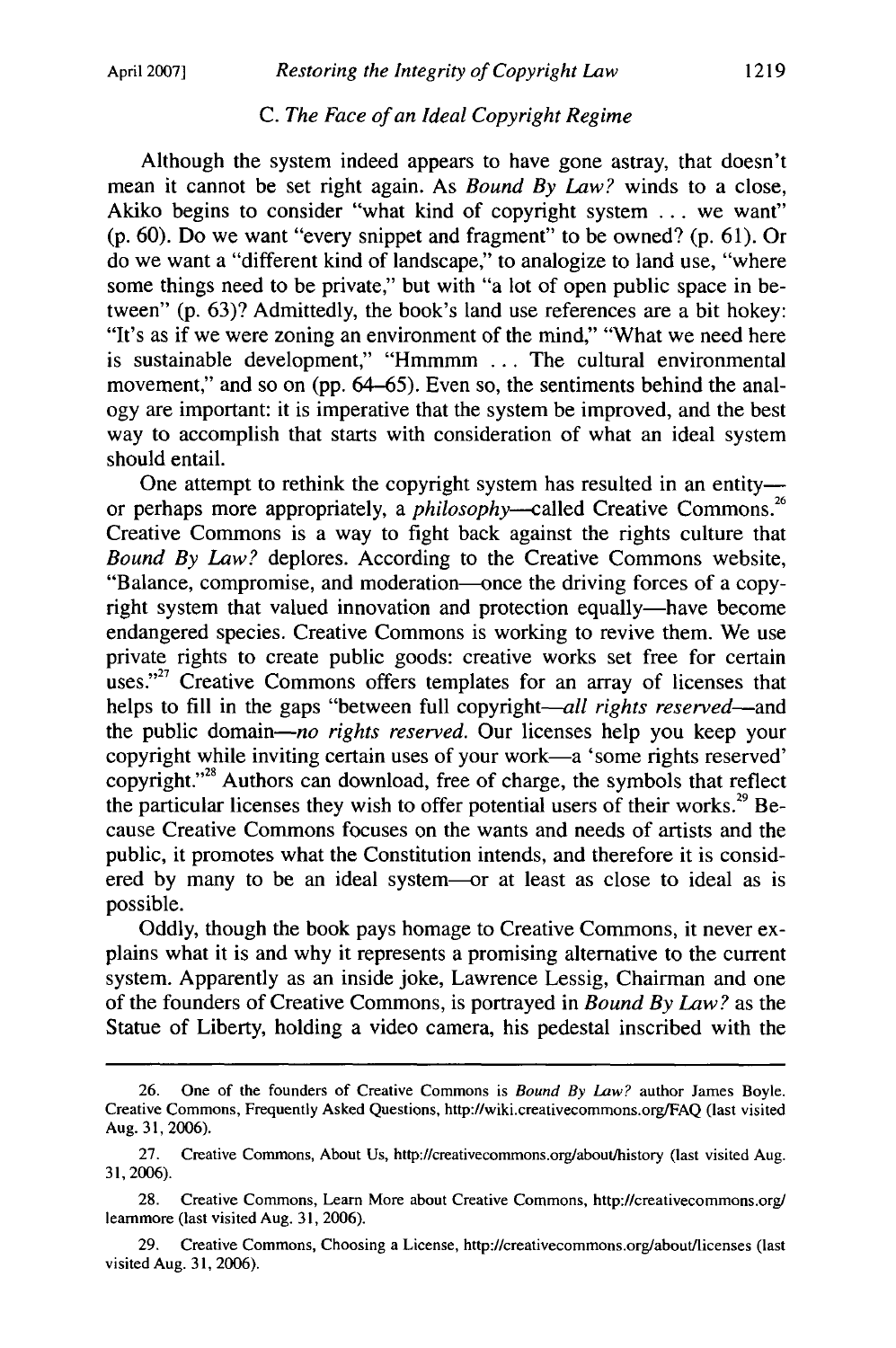### C. *The Face of an Ideal Copyright Regime*

Although the system indeed appears to have gone astray, that doesn't mean it cannot be set right again. As *Bound By Law?* winds to a close, Akiko begins to consider "what kind of copyright system ... we want" (p. 60). Do we want "every snippet and fragment" to be owned? (p. 61). Or do we want a "different kind of landscape," to analogize to land use, "where some things need to be private," but with "a lot of open public space in between" (p. 63)? Admittedly, the book's land use references are a bit hokey: "It's as if we were zoning an environment of the mind," "What we need here is sustainable development," "Hmmmm ... The cultural environmental movement," and so on (pp. 64–65). Even so, the sentiments behind the analogy are important: it is imperative that the system be improved, and the best way to accomplish that starts with consideration of what an ideal system should entail.

One attempt to rethink the copyright system has resulted in an entity—or perhaps more appropriately, a *philosophy*—called Creative Commons.[26] Creative Commons is a way to fight back against the rights culture that *Bound By Law?* deplores. According to the Creative Commons website, "Balance, compromise, and moderation—once the driving forces of a copyright system that valued innovation and protection equally—have become endangered species. Creative Commons is working to revive them. We use private rights to create public goods: creative works set free for certain uses."[27] Creative Commons offers templates for an array of licenses that helps to fill in the gaps "between full copyright—*all rights reserved*—and the public domain—*no rights reserved.* Our licenses help you keep your copyright while inviting certain uses of your work—a 'some rights reserved' copyright."[28] Authors can download, free of charge, the symbols that reflect the particular licenses they wish to offer potential users of their works.[29] Because Creative Commons focuses on the wants and needs of artists and the public, it promotes what the Constitution intends, and therefore it is considered by many to be an ideal system—or at least as close to ideal as is possible.

Oddly, though the book pays homage to Creative Commons, it never explains what it is and why it represents a promising alternative to the current system. Apparently as an inside joke, Lawrence Lessig, Chairman and one of the founders of Creative Commons, is portrayed in *Bound By Law?* as the Statue of Liberty, holding a video camera, his pedestal inscribed with the

---

26. One of the founders of Creative Commons is *Bound By Law?* author James Boyle. Creative Commons, Frequently Asked Questions, http://wiki.creativecommons.org/FAQ (last visited Aug. 31, 2006).

27. Creative Commons, About Us, http://creativecommons.org/about/history (last visited Aug. 31, 2006).

28. Creative Commons, Learn More about Creative Commons, http://creativecommons.org/learnmore (last visited Aug. 31, 2006).

29. Creative Commons, Choosing a License, http://creativecommons.org/about/licenses (last visited Aug. 31, 2006).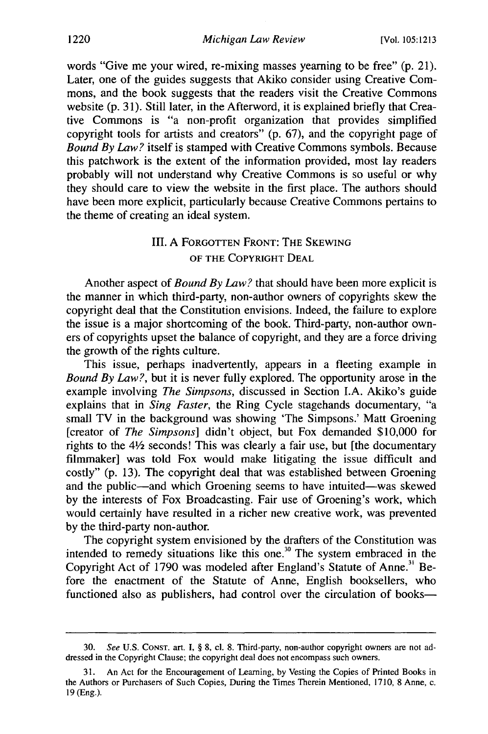words "Give me your wired, re-mixing masses yearning to be free" (p. 21). Later, one of the guides suggests that Akiko consider using Creative Commons, and the book suggests that the readers visit the Creative Commons website (p. 31). Still later, in the Afterword, it is explained briefly that Creative Commons is "a non-profit organization that provides simplified copyright tools for artists and creators" (p. 67), and the copyright page of *Bound By Law?* itself is stamped with Creative Commons symbols. Because this patchwork is the extent of the information provided, most lay readers probably will not understand why Creative Commons is so useful or why they should care to view the website in the first place. The authors should have been more explicit, particularly because Creative Commons pertains to the theme of creating an ideal system.

## III. A FORGOTTEN FRONT: THE SKEWING OF THE COPYRIGHT DEAL

Another aspect of *Bound By Law?* that should have been more explicit is the manner in which third-party, non-author owners of copyrights skew the copyright deal that the Constitution envisions. Indeed, the failure to explore the issue is a major shortcoming of the book. Third-party, non-author owners of copyrights upset the balance of copyright, and they are a force driving the growth of the rights culture.

This issue, perhaps inadvertently, appears in a fleeting example in *Bound By Law?*, but it is never fully explored. The opportunity arose in the example involving *The Simpsons*, discussed in Section I.A. Akiko's guide explains that in *Sing Faster*, the Ring Cycle stagehands documentary, "a small TV in the background was showing 'The Simpsons.' Matt Groening [creator of *The Simpsons*] didn't object, but Fox demanded $10,000 for rights to the 4½ seconds! This was clearly a fair use, but [the documentary filmmaker] was told Fox would make litigating the issue difficult and costly" (p. 13). The copyright deal that was established between Groening and the public—and which Groening seems to have intuited—was skewed by the interests of Fox Broadcasting. Fair use of Groening's work, which would certainly have resulted in a richer new creative work, was prevented by the third-party non-author.

The copyright system envisioned by the drafters of the Constitution was intended to remedy situations like this one.[30] The system embraced in the Copyright Act of 1790 was modeled after England's Statute of Anne.[31] Before the enactment of the Statute of Anne, English booksellers, who functioned also as publishers, had control over the circulation of books—

---

30. *See* U.S. CONST. art. I, § 8, cl. 8. Third-party, non-author copyright owners are not addressed in the Copyright Clause; the copyright deal does not encompass such owners.

31. An Act for the Encouragement of Learning, by Vesting the Copies of Printed Books in the Authors or Purchasers of Such Copies, During the Times Therein Mentioned, 1710, 8 Anne, c. 19 (Eng.).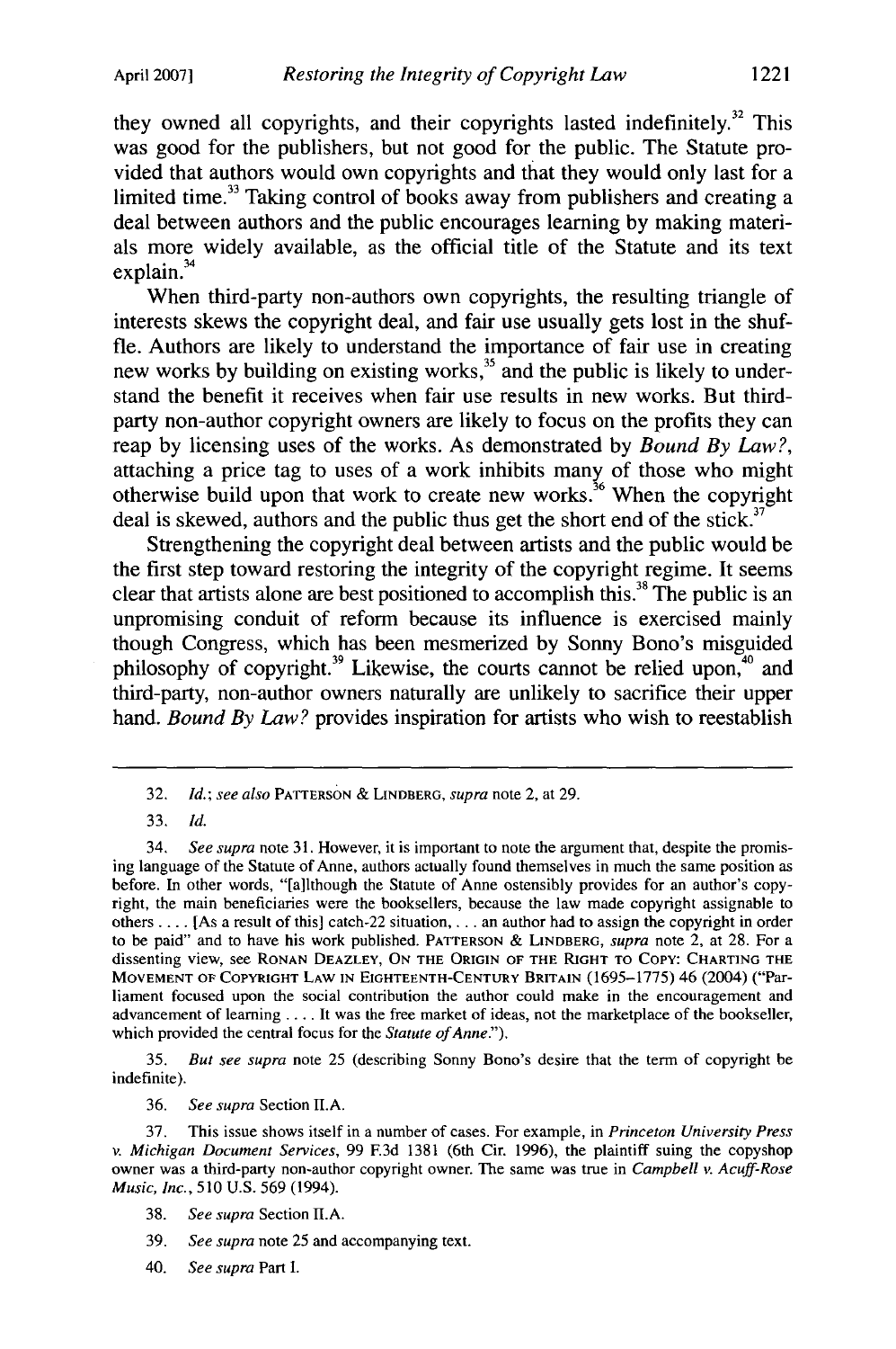they owned all copyrights, and their copyrights lasted indefinitely.[32] This was good for the publishers, but not good for the public. The Statute provided that authors would own copyrights and that they would only last for a limited time.[33] Taking control of books away from publishers and creating a deal between authors and the public encourages learning by making materials more widely available, as the official title of the Statute and its text explain.[34]

When third-party non-authors own copyrights, the resulting triangle of interests skews the copyright deal, and fair use usually gets lost in the shuffle. Authors are likely to understand the importance of fair use in creating new works by building on existing works,[35] and the public is likely to understand the benefit it receives when fair use results in new works. But third-party non-author copyright owners are likely to focus on the profits they can reap by licensing uses of the works. As demonstrated by *Bound By Law?*, attaching a price tag to uses of a work inhibits many of those who might otherwise build upon that work to create new works.[36] When the copyright deal is skewed, authors and the public thus get the short end of the stick.[37]

Strengthening the copyright deal between artists and the public would be the first step toward restoring the integrity of the copyright regime. It seems clear that artists alone are best positioned to accomplish this.[38] The public is an unpromising conduit of reform because its influence is exercised mainly though Congress, which has been mesmerized by Sonny Bono's misguided philosophy of copyright.[39] Likewise, the courts cannot be relied upon,[40] and third-party, non-author owners naturally are unlikely to sacrifice their upper hand. *Bound By Law?* provides inspiration for artists who wish to reestablish

---

32. *Id.*; *see also* PATTERSON & LINDBERG, *supra* note 2, at 29.

33. *Id.*

34. *See supra* note 31. However, it is important to note the argument that, despite the promising language of the Statute of Anne, authors actually found themselves in much the same position as before. In other words, "[a]lthough the Statute of Anne ostensibly provides for an author's copyright, the main beneficiaries were the booksellers, because the law made copyright assignable to others . . . . [As a result of this] catch-22 situation, . . . an author had to assign the copyright in order to be paid" and to have his work published. PATTERSON & LINDBERG, *supra* note 2, at 28. For a dissenting view, see RONAN DEAZLEY, ON THE ORIGIN OF THE RIGHT TO COPY: CHARTING THE MOVEMENT OF COPYRIGHT LAW IN EIGHTEENTH-CENTURY BRITAIN (1695–1775) 46 (2004) ("Parliament focused upon the social contribution the author could make in the encouragement and advancement of learning . . . . It was the free market of ideas, not the marketplace of the bookseller, which provided the central focus for the *Statute of Anne*.").

35. *But see supra* note 25 (describing Sonny Bono's desire that the term of copyright be indefinite).

36. *See supra* Section II.A.

37. This issue shows itself in a number of cases. For example, in *Princeton University Press v. Michigan Document Services*, 99 F.3d 1381 (6th Cir. 1996), the plaintiff suing the copyshop owner was a third-party non-author copyright owner. The same was true in *Campbell v. Acuff-Rose Music, Inc.*, 510 U.S. 569 (1994).

38. *See supra* Section II.A.

39. *See supra* note 25 and accompanying text.

40. *See supra* Part I.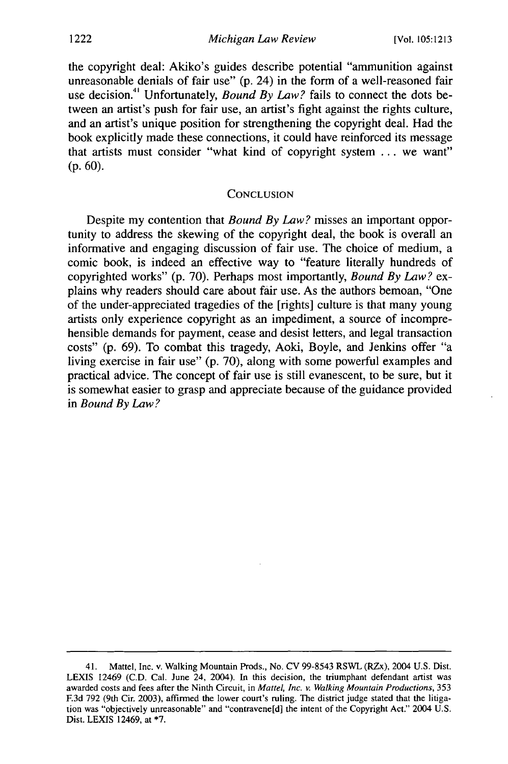the copyright deal: Akiko's guides describe potential "ammunition against unreasonable denials of fair use" (p. 24) in the form of a well-reasoned fair use decision.[41] Unfortunately, *Bound By Law?* fails to connect the dots between an artist's push for fair use, an artist's fight against the rights culture, and an artist's unique position for strengthening the copyright deal. Had the book explicitly made these connections, it could have reinforced its message that artists must consider "what kind of copyright system . . . we want" (p. 60).

## Conclusion

Despite my contention that *Bound By Law?* misses an important opportunity to address the skewing of the copyright deal, the book is overall an informative and engaging discussion of fair use. The choice of medium, a comic book, is indeed an effective way to "feature literally hundreds of copyrighted works" (p. 70). Perhaps most importantly, *Bound By Law?* explains why readers should care about fair use. As the authors bemoan, "One of the under-appreciated tragedies of the [rights] culture is that many young artists only experience copyright as an impediment, a source of incomprehensible demands for payment, cease and desist letters, and legal transaction costs" (p. 69). To combat this tragedy, Aoki, Boyle, and Jenkins offer "a living exercise in fair use" (p. 70), along with some powerful examples and practical advice. The concept of fair use is still evanescent, to be sure, but it is somewhat easier to grasp and appreciate because of the guidance provided in *Bound By Law?*

---

41. Mattel, Inc. v. Walking Mountain Prods., No. CV 99-8543 RSWL (RZx), 2004 U.S. Dist. LEXIS 12469 (C.D. Cal. June 24, 2004). In this decision, the triumphant defendant artist was awarded costs and fees after the Ninth Circuit, in *Mattel, Inc. v. Walking Mountain Productions*, 353 F.3d 792 (9th Cir. 2003), affirmed the lower court's ruling. The district judge stated that the litigation was "objectively unreasonable" and "contravene[d] the intent of the Copyright Act." 2004 U.S. Dist. LEXIS 12469, at *7.